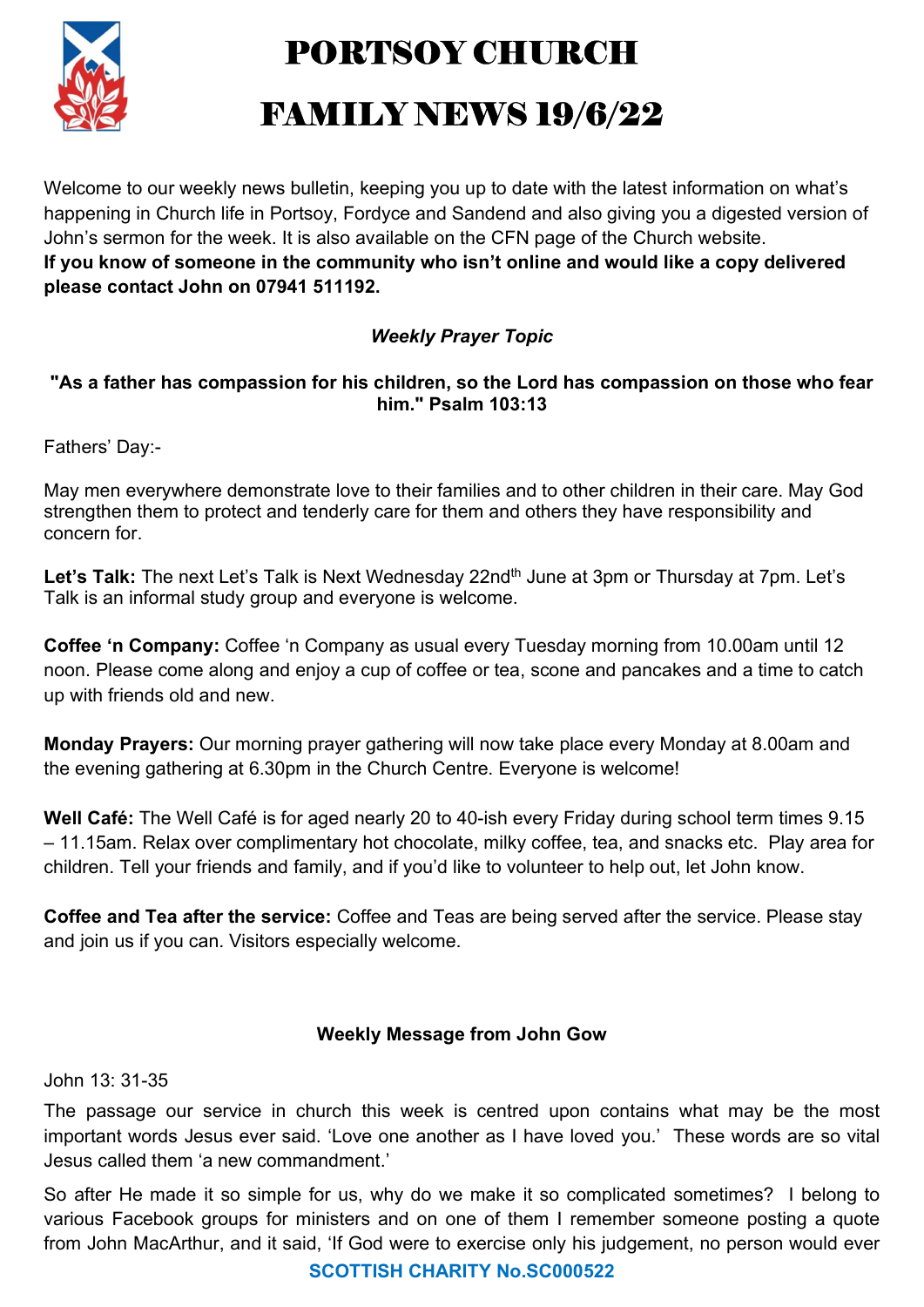# PORTSOY CHURCH

# FAMILY NEWS 19/6/22

Welcome to our weekly news bulletin, keeping you up to date with the latest information on what's happening in Church life in Portsoy, Fordyce and Sandend and also giving you a digested version of John's sermon for the week. It is also available on the CFN page of the Church website.
**If you know of someone in the community who isn't online and would like a copy delivered please contact John on 07941 511192.**

***Weekly Prayer Topic***

**"As a father has compassion for his children, so the Lord has compassion on those who fear him." Psalm 103:13**

Fathers' Day:-

May men everywhere demonstrate love to their families and to other children in their care. May God strengthen them to protect and tenderly care for them and others they have responsibility and concern for.

**Let's Talk:** The next Let's Talk is Next Wednesday 22nd June at 3pm or Thursday at 7pm. Let's Talk is an informal study group and everyone is welcome.

**Coffee 'n Company:** Coffee 'n Company as usual every Tuesday morning from 10.00am until 12 noon. Please come along and enjoy a cup of coffee or tea, scone and pancakes and a time to catch up with friends old and new.

**Monday Prayers:** Our morning prayer gathering will now take place every Monday at 8.00am and the evening gathering at 6.30pm in the Church Centre. Everyone is welcome!

**Well Café:** The Well Café is for aged nearly 20 to 40-ish every Friday during school term times 9.15 – 11.15am. Relax over complimentary hot chocolate, milky coffee, tea, and snacks etc. Play area for children. Tell your friends and family, and if you'd like to volunteer to help out, let John know.

**Coffee and Tea after the service:** Coffee and Teas are being served after the service. Please stay and join us if you can. Visitors especially welcome.

**Weekly Message from John Gow**

John 13: 31-35

The passage our service in church this week is centred upon contains what may be the most important words Jesus ever said. 'Love one another as I have loved you.' These words are so vital Jesus called them 'a new commandment.'

So after He made it so simple for us, why do we make it so complicated sometimes? I belong to various Facebook groups for ministers and on one of them I remember someone posting a quote from John MacArthur, and it said, 'If God were to exercise only his judgement, no person would ever

**SCOTTISH CHARITY No.SC000522**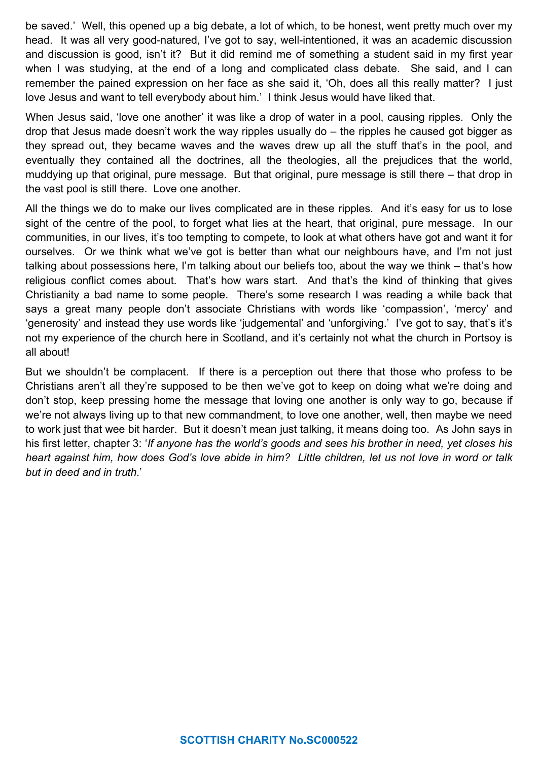be saved.' Well, this opened up a big debate, a lot of which, to be honest, went pretty much over my head. It was all very good-natured, I've got to say, well-intentioned, it was an academic discussion and discussion is good, isn't it? But it did remind me of something a student said in my first year when I was studying, at the end of a long and complicated class debate. She said, and I can remember the pained expression on her face as she said it, 'Oh, does all this really matter? I just love Jesus and want to tell everybody about him.' I think Jesus would have liked that.

When Jesus said, 'love one another' it was like a drop of water in a pool, causing ripples. Only the drop that Jesus made doesn't work the way ripples usually do – the ripples he caused got bigger as they spread out, they became waves and the waves drew up all the stuff that's in the pool, and eventually they contained all the doctrines, all the theologies, all the prejudices that the world, muddying up that original, pure message. But that original, pure message is still there – that drop in the vast pool is still there. Love one another.

All the things we do to make our lives complicated are in these ripples. And it's easy for us to lose sight of the centre of the pool, to forget what lies at the heart, that original, pure message. In our communities, in our lives, it's too tempting to compete, to look at what others have got and want it for ourselves. Or we think what we've got is better than what our neighbours have, and I'm not just talking about possessions here, I'm talking about our beliefs too, about the way we think – that's how religious conflict comes about. That's how wars start. And that's the kind of thinking that gives Christianity a bad name to some people. There's some research I was reading a while back that says a great many people don't associate Christians with words like 'compassion', 'mercy' and 'generosity' and instead they use words like 'judgemental' and 'unforgiving.' I've got to say, that's it's not my experience of the church here in Scotland, and it's certainly not what the church in Portsoy is all about!

But we shouldn't be complacent. If there is a perception out there that those who profess to be Christians aren't all they're supposed to be then we've got to keep on doing what we're doing and don't stop, keep pressing home the message that loving one another is only way to go, because if we're not always living up to that new commandment, to love one another, well, then maybe we need to work just that wee bit harder. But it doesn't mean just talking, it means doing too. As John says in his first letter, chapter 3: '*If anyone has the world's goods and sees his brother in need, yet closes his heart against him, how does God's love abide in him? Little children, let us not love in word or talk but in deed and in truth*.'

**SCOTTISH CHARITY No.SC000522**